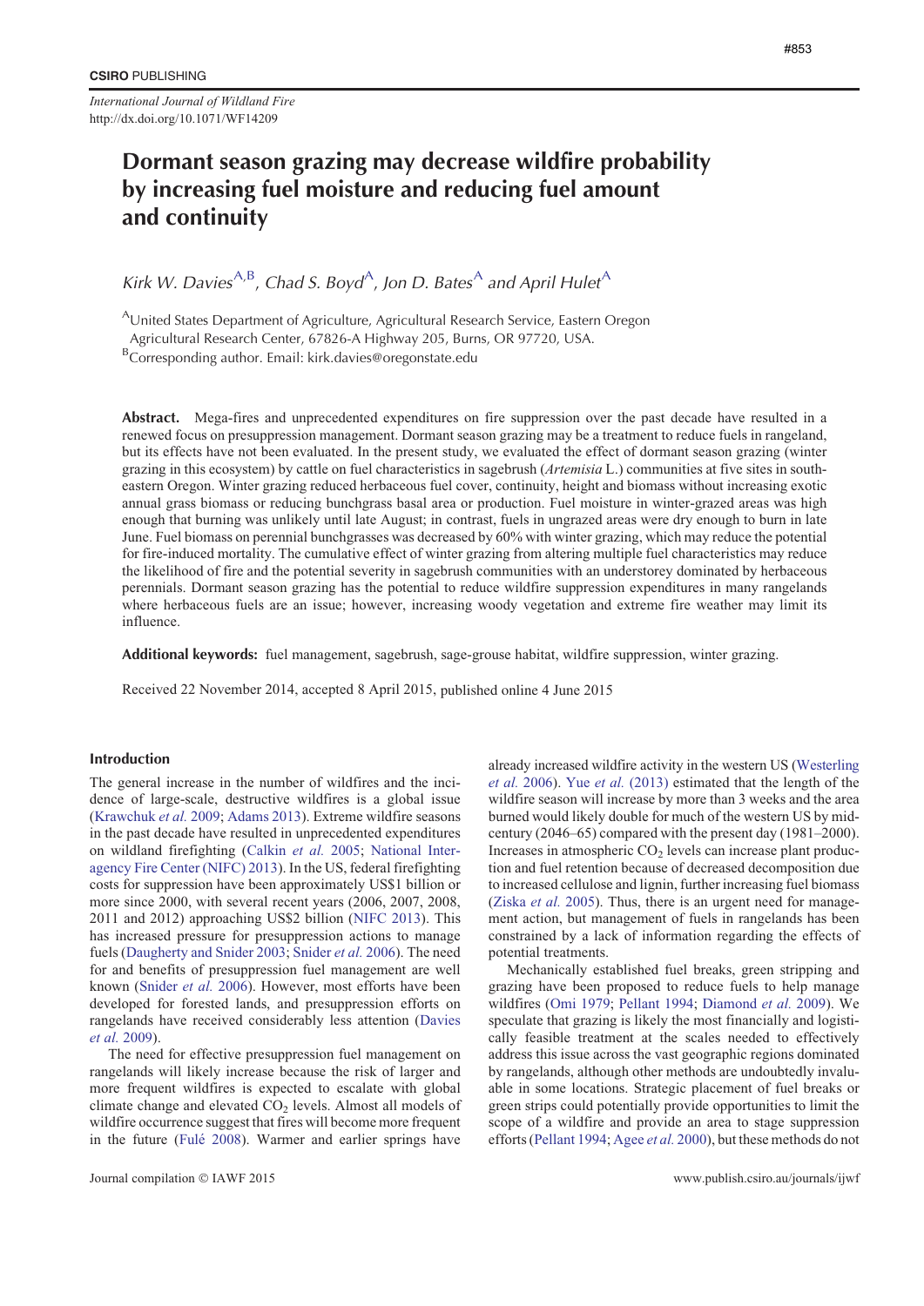CSIRO PUBLISHING

*International Journal of Wildland Fire*
http://dx.doi.org/10.1071/WF14209

# Dormant season grazing may decrease wildfire probability by increasing fuel moisture and reducing fuel amount and continuity

*Kirk W. Davies*[A,B], *Chad S. Boyd*[A], *Jon D. Bates*[A] and *April Hulet*[A]

[A]United States Department of Agriculture, Agricultural Research Service, Eastern Oregon Agricultural Research Center, 67826-A Highway 205, Burns, OR 97720, USA.
[B]Corresponding author. Email: kirk.davies@oregonstate.edu

**Abstract.** Mega-fires and unprecedented expenditures on fire suppression over the past decade have resulted in a renewed focus on presuppression management. Dormant season grazing may be a treatment to reduce fuels in rangeland, but its effects have not been evaluated. In the present study, we evaluated the effect of dormant season grazing (winter grazing in this ecosystem) by cattle on fuel characteristics in sagebrush (*Artemisia* L.) communities at five sites in south-eastern Oregon. Winter grazing reduced herbaceous fuel cover, continuity, height and biomass without increasing exotic annual grass biomass or reducing bunchgrass basal area or production. Fuel moisture in winter-grazed areas was high enough that burning was unlikely until late August; in contrast, fuels in ungrazed areas were dry enough to burn in late June. Fuel biomass on perennial bunchgrasses was decreased by 60% with winter grazing, which may reduce the potential for fire-induced mortality. The cumulative effect of winter grazing from altering multiple fuel characteristics may reduce the likelihood of fire and the potential severity in sagebrush communities with an understorey dominated by herbaceous perennials. Dormant season grazing has the potential to reduce wildfire suppression expenditures in many rangelands where herbaceous fuels are an issue; however, increasing woody vegetation and extreme fire weather may limit its influence.

**Additional keywords:** fuel management, sagebrush, sage-grouse habitat, wildfire suppression, winter grazing.

Received 22 November 2014, accepted 8 April 2015, published online 4 June 2015

## Introduction

The general increase in the number of wildfires and the incidence of large-scale, destructive wildfires is a global issue (Krawchuk *et al.* 2009; Adams 2013). Extreme wildfire seasons in the past decade have resulted in unprecedented expenditures on wildland firefighting (Calkin *et al.* 2005; National Interagency Fire Center (NIFC) 2013). In the US, federal firefighting costs for suppression have been approximately US\$1 billion or more since 2000, with several recent years (2006, 2007, 2008, 2011 and 2012) approaching US\$2 billion (NIFC 2013). This has increased pressure for presuppression actions to manage fuels (Daugherty and Snider 2003; Snider *et al.* 2006). The need for and benefits of presuppression fuel management are well known (Snider *et al.* 2006). However, most efforts have been developed for forested lands, and presuppression efforts on rangelands have received considerably less attention (Davies *et al.* 2009).

The need for effective presuppression fuel management on rangelands will likely increase because the risk of larger and more frequent wildfires is expected to escalate with global climate change and elevated $CO_2$ levels. Almost all models of wildfire occurrence suggest that fires will become more frequent in the future (Fulé 2008). Warmer and earlier springs have already increased wildfire activity in the western US (Westerling *et al.* 2006). Yue *et al.* (2013) estimated that the length of the wildfire season will increase by more than 3 weeks and the area burned would likely double for much of the western US by mid-century (2046–65) compared with the present day (1981–2000). Increases in atmospheric $CO_2$ levels can increase plant production and fuel retention because of decreased decomposition due to increased cellulose and lignin, further increasing fuel biomass (Ziska *et al.* 2005). Thus, there is an urgent need for management action, but management of fuels in rangelands has been constrained by a lack of information regarding the effects of potential treatments.

Mechanically established fuel breaks, green stripping and grazing have been proposed to reduce fuels to help manage wildfires (Omi 1979; Pellant 1994; Diamond *et al.* 2009). We speculate that grazing is likely the most financially and logistically feasible treatment at the scales needed to effectively address this issue across the vast geographic regions dominated by rangelands, although other methods are undoubtedly invaluable in some locations. Strategic placement of fuel breaks or green strips could potentially provide opportunities to limit the scope of a wildfire and provide an area to stage suppression efforts (Pellant 1994; Agee *et al.* 2000), but these methods do not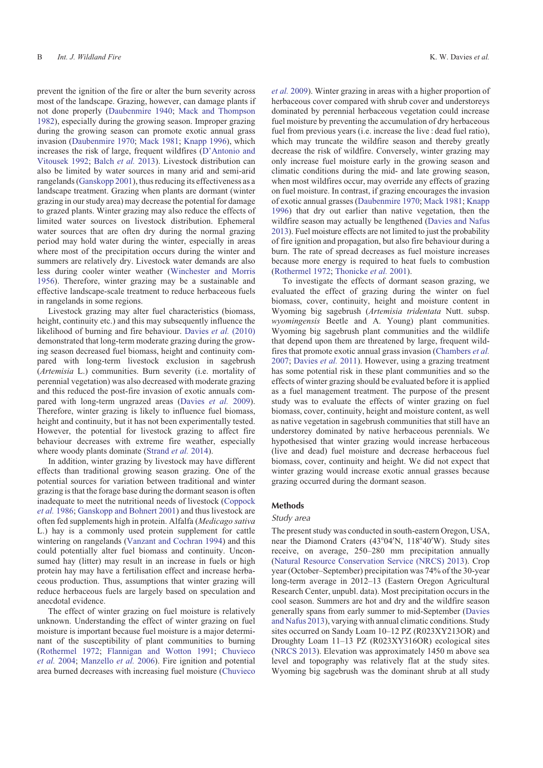prevent the ignition of the fire or alter the burn severity across most of the landscape. Grazing, however, can damage plants if not done properly (Daubenmire 1940; Mack and Thompson 1982), especially during the growing season. Improper grazing during the growing season can promote exotic annual grass invasion (Daubenmire 1970; Mack 1981; Knapp 1996), which increases the risk of large, frequent wildfires (D'Antonio and Vitousek 1992; Balch *et al.* 2013). Livestock distribution can also be limited by water sources in many arid and semi-arid rangelands (Ganskopp 2001), thus reducing its effectiveness as a landscape treatment. Grazing when plants are dormant (winter grazing in our study area) may decrease the potential for damage to grazed plants. Winter grazing may also reduce the effects of limited water sources on livestock distribution. Ephemeral water sources that are often dry during the normal grazing period may hold water during the winter, especially in areas where most of the precipitation occurs during the winter and summers are relatively dry. Livestock water demands are also less during cooler winter weather (Winchester and Morris 1956). Therefore, winter grazing may be a sustainable and effective landscape-scale treatment to reduce herbaceous fuels in rangelands in some regions.

Livestock grazing may alter fuel characteristics (biomass, height, continuity etc.) and this may subsequently influence the likelihood of burning and fire behaviour. Davies *et al.* (2010) demonstrated that long-term moderate grazing during the growing season decreased fuel biomass, height and continuity compared with long-term livestock exclusion in sagebrush (*Artemisia* L.) communities. Burn severity (i.e. mortality of perennial vegetation) was also decreased with moderate grazing and this reduced the post-fire invasion of exotic annuals compared with long-term ungrazed areas (Davies *et al.* 2009). Therefore, winter grazing is likely to influence fuel biomass, height and continuity, but it has not been experimentally tested. However, the potential for livestock grazing to affect fire behaviour decreases with extreme fire weather, especially where woody plants dominate (Strand *et al.* 2014).

In addition, winter grazing by livestock may have different effects than traditional growing season grazing. One of the potential sources for variation between traditional and winter grazing is that the forage base during the dormant season is often inadequate to meet the nutritional needs of livestock (Coppock *et al.* 1986; Ganskopp and Bohnert 2001) and thus livestock are often fed supplements high in protein. Alfalfa (*Medicago sativa* L.) hay is a commonly used protein supplement for cattle wintering on rangelands (Vanzant and Cochran 1994) and this could potentially alter fuel biomass and continuity. Unconsumed hay (litter) may result in an increase in fuels or high protein hay may have a fertilisation effect and increase herbaceous production. Thus, assumptions that winter grazing will reduce herbaceous fuels are largely based on speculation and anecdotal evidence.

The effect of winter grazing on fuel moisture is relatively unknown. Understanding the effect of winter grazing on fuel moisture is important because fuel moisture is a major determinant of the susceptibility of plant communities to burning (Rothermel 1972; Flannigan and Wotton 1991; Chuvieco *et al.* 2004; Manzello *et al.* 2006). Fire ignition and potential area burned decreases with increasing fuel moisture (Chuvieco *et al.* 2009). Winter grazing in areas with a higher proportion of herbaceous cover compared with shrub cover and understoreys dominated by perennial herbaceous vegetation could increase fuel moisture by preventing the accumulation of dry herbaceous fuel from previous years (i.e. increase the live : dead fuel ratio), which may truncate the wildfire season and thereby greatly decrease the risk of wildfire. Conversely, winter grazing may only increase fuel moisture early in the growing season and climatic conditions during the mid- and late growing season, when most wildfires occur, may override any effects of grazing on fuel moisture. In contrast, if grazing encourages the invasion of exotic annual grasses (Daubenmire 1970; Mack 1981; Knapp 1996) that dry out earlier than native vegetation, then the wildfire season may actually be lengthened (Davies and Nafus 2013). Fuel moisture effects are not limited to just the probability of fire ignition and propagation, but also fire behaviour during a burn. The rate of spread decreases as fuel moisture increases because more energy is required to heat fuels to combustion (Rothermel 1972; Thonicke *et al.* 2001).

To investigate the effects of dormant season grazing, we evaluated the effect of grazing during the winter on fuel biomass, cover, continuity, height and moisture content in Wyoming big sagebrush (*Artemisia tridentata* Nutt. subsp. *wyomingensis* Beetle and A. Young) plant communities. Wyoming big sagebrush plant communities and the wildlife that depend upon them are threatened by large, frequent wildfires that promote exotic annual grass invasion (Chambers *et al.* 2007; Davies *et al.* 2011). However, using a grazing treatment has some potential risk in these plant communities and so the effects of winter grazing should be evaluated before it is applied as a fuel management treatment. The purpose of the present study was to evaluate the effects of winter grazing on fuel biomass, cover, continuity, height and moisture content, as well as native vegetation in sagebrush communities that still have an understorey dominated by native herbaceous perennials. We hypothesised that winter grazing would increase herbaceous (live and dead) fuel moisture and decrease herbaceous fuel biomass, cover, continuity and height. We did not expect that winter grazing would increase exotic annual grasses because grazing occurred during the dormant season.

## Methods

### *Study area*

The present study was conducted in south-eastern Oregon, USA, near the Diamond Craters (43°04′N, 118°40′W). Study sites receive, on average, 250–280 mm precipitation annually (Natural Resource Conservation Service (NRCS) 2013). Crop year (October–September) precipitation was 74% of the 30-year long-term average in 2012–13 (Eastern Oregon Agricultural Research Center, unpubl. data). Most precipitation occurs in the cool season. Summers are hot and dry and the wildfire season generally spans from early summer to mid-September (Davies and Nafus 2013), varying with annual climatic conditions. Study sites occurred on Sandy Loam 10–12 PZ (R023XY213OR) and Droughty Loam 11–13 PZ (R023XY316OR) ecological sites (NRCS 2013). Elevation was approximately 1450 m above sea level and topography was relatively flat at the study sites. Wyoming big sagebrush was the dominant shrub at all study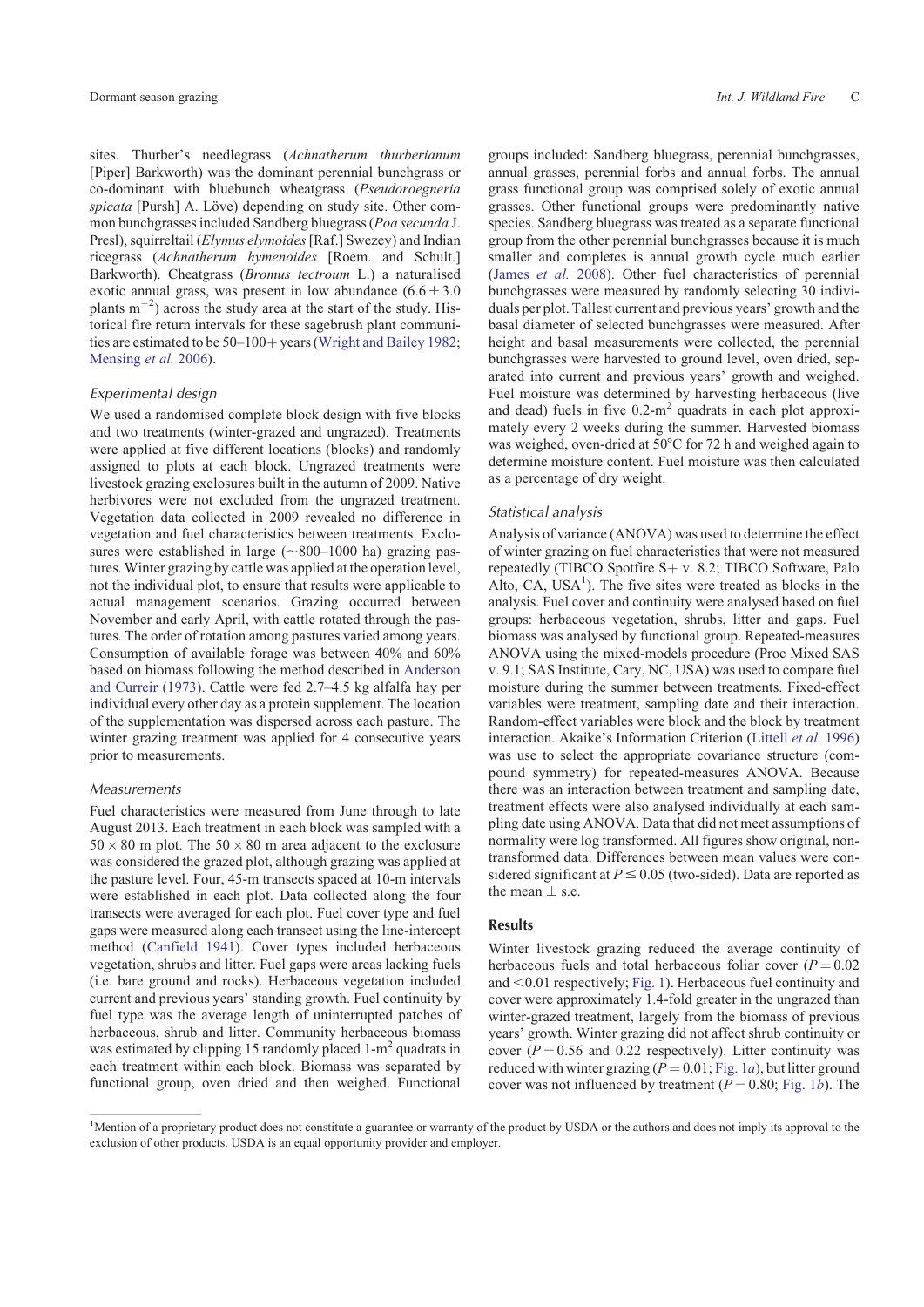sites. Thurber's needlegrass (*Achnatherum thurberianum* [Piper] Barkworth) was the dominant perennial bunchgrass or co-dominant with bluebunch wheatgrass (*Pseudoroegneria spicata* [Pursh] A. Löve) depending on study site. Other common bunchgrasses included Sandberg bluegrass (*Poa secunda* J. Presl), squirreltail (*Elymus elymoides* [Raf.] Swezey) and Indian ricegrass (*Achnatherum hymenoides* [Roem. and Schult.] Barkworth). Cheatgrass (*Bromus tectroum* L.) a naturalised exotic annual grass, was present in low abundance ($6.6 \pm 3.0$ plants $m^{-2}$) across the study area at the start of the study. Historical fire return intervals for these sagebrush plant communities are estimated to be 50–100+ years (Wright and Bailey 1982; Mensing *et al.* 2006).

### Experimental design

We used a randomised complete block design with five blocks and two treatments (winter-grazed and ungrazed). Treatments were applied at five different locations (blocks) and randomly assigned to plots at each block. Ungrazed treatments were livestock grazing exclosures built in the autumn of 2009. Native herbivores were not excluded from the ungrazed treatment. Vegetation data collected in 2009 revealed no difference in vegetation and fuel characteristics between treatments. Exclosures were established in large (~800–1000 ha) grazing pastures. Winter grazing by cattle was applied at the operation level, not the individual plot, to ensure that results were applicable to actual management scenarios. Grazing occurred between November and early April, with cattle rotated through the pastures. The order of rotation among pastures varied among years. Consumption of available forage was between 40% and 60% based on biomass following the method described in Anderson and Curreir (1973). Cattle were fed 2.7–4.5 kg alfalfa hay per individual every other day as a protein supplement. The location of the supplementation was dispersed across each pasture. The winter grazing treatment was applied for 4 consecutive years prior to measurements.

### Measurements

Fuel characteristics were measured from June through to late August 2013. Each treatment in each block was sampled with a $50 \times 80$ m plot. The $50 \times 80$ m area adjacent to the exclosure was considered the grazed plot, although grazing was applied at the pasture level. Four, 45-m transects spaced at 10-m intervals were established in each plot. Data collected along the four transects were averaged for each plot. Fuel cover type and fuel gaps were measured along each transect using the line-intercept method (Canfield 1941). Cover types included herbaceous vegetation, shrubs and litter. Fuel gaps were areas lacking fuels (i.e. bare ground and rocks). Herbaceous vegetation included current and previous years' standing growth. Fuel continuity by fuel type was the average length of uninterrupted patches of herbaceous, shrub and litter. Community herbaceous biomass was estimated by clipping 15 randomly placed 1-$m^2$ quadrats in each treatment within each block. Biomass was separated by functional group, oven dried and then weighed. Functional groups included: Sandberg bluegrass, perennial bunchgrasses, annual grasses, perennial forbs and annual forbs. The annual grass functional group was comprised solely of exotic annual grasses. Other functional groups were predominantly native species. Sandberg bluegrass was treated as a separate functional group from the other perennial bunchgrasses because it is much smaller and completes is annual growth cycle much earlier (James *et al.* 2008). Other fuel characteristics of perennial bunchgrasses were measured by randomly selecting 30 individuals per plot. Tallest current and previous years' growth and the basal diameter of selected bunchgrasses were measured. After height and basal measurements were collected, the perennial bunchgrasses were harvested to ground level, oven dried, separated into current and previous years' growth and weighed. Fuel moisture was determined by harvesting herbaceous (live and dead) fuels in five 0.2-$m^2$ quadrats in each plot approximately every 2 weeks during the summer. Harvested biomass was weighed, oven-dried at 50°C for 72 h and weighed again to determine moisture content. Fuel moisture was then calculated as a percentage of dry weight.

### Statistical analysis

Analysis of variance (ANOVA) was used to determine the effect of winter grazing on fuel characteristics that were not measured repeatedly (TIBCO Spotfire S+ v. 8.2; TIBCO Software, Palo Alto, CA, USA[1]). The five sites were treated as blocks in the analysis. Fuel cover and continuity were analysed based on fuel groups: herbaceous vegetation, shrubs, litter and gaps. Fuel biomass was analysed by functional group. Repeated-measures ANOVA using the mixed-models procedure (Proc Mixed SAS v. 9.1; SAS Institute, Cary, NC, USA) was used to compare fuel moisture during the summer between treatments. Fixed-effect variables were treatment, sampling date and their interaction. Random-effect variables were block and the block by treatment interaction. Akaike's Information Criterion (Littell *et al.* 1996) was use to select the appropriate covariance structure (compound symmetry) for repeated-measures ANOVA. Because there was an interaction between treatment and sampling date, treatment effects were also analysed individually at each sampling date using ANOVA. Data that did not meet assumptions of normality were log transformed. All figures show original, non-transformed data. Differences between mean values were considered significant at $P \leq 0.05$ (two-sided). Data are reported as the mean ± s.e.

## Results

Winter livestock grazing reduced the average continuity of herbaceous fuels and total herbaceous foliar cover ($P = 0.02$ and $<0.01$ respectively; Fig. 1). Herbaceous fuel continuity and cover were approximately 1.4-fold greater in the ungrazed than winter-grazed treatment, largely from the biomass of previous years' growth. Winter grazing did not affect shrub continuity or cover ($P = 0.56$ and 0.22 respectively). Litter continuity was reduced with winter grazing ($P = 0.01$; Fig. 1*a*), but litter ground cover was not influenced by treatment ($P = 0.80$; Fig. 1*b*). The

[1]Mention of a proprietary product does not constitute a guarantee or warranty of the product by USDA or the authors and does not imply its approval to the exclusion of other products. USDA is an equal opportunity provider and employer.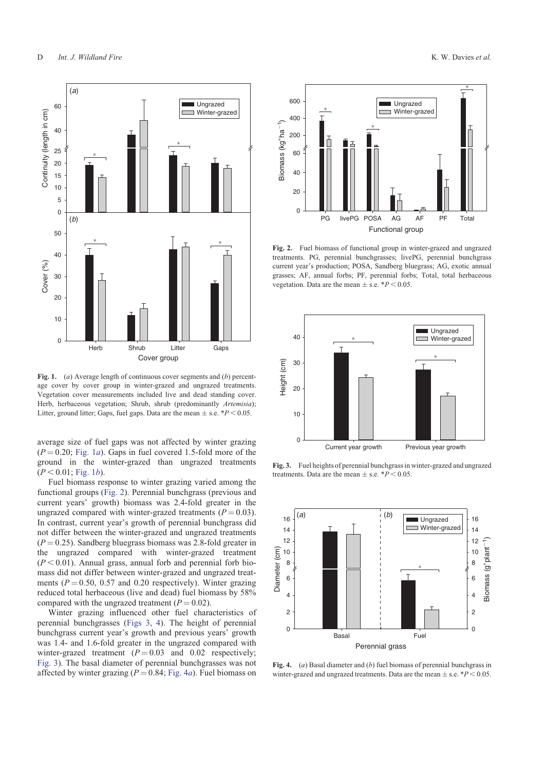**Fig. 1.** (*a*) Average length of continuous cover segments and (*b*) percentage cover by cover group in winter-grazed and ungrazed treatments. Vegetation cover measurements included live and dead standing cover. Herb, herbaceous vegetation; Shrub, shrub (predominantly *Artemisia*); Litter, ground litter; Gaps, fuel gaps. Data are the mean ± s.e. $*P < 0.05$.

**Fig. 2.** Fuel biomass of functional group in winter-grazed and ungrazed treatments. PG, perennial bunchgrasses; livePG, perennial bunchgrass current year's production; POSA, Sandberg bluegrass; AG, exotic annual grasses; AF, annual forbs; PF, perennial forbs; Total, total herbaceous vegetation. Data are the mean ± s.e. $*P < 0.05$.

**Fig. 3.** Fuel heights of perennial bunchgrass in winter-grazed and ungrazed treatments. Data are the mean ± s.e. $*P < 0.05$.

**Fig. 4.** (*a*) Basal diameter and (*b*) fuel biomass of perennial bunchgrass in winter-grazed and ungrazed treatments. Data are the mean ± s.e. $*P < 0.05$.

average size of fuel gaps was not affected by winter grazing ($P = 0.20$; Fig. 1*a*). Gaps in fuel covered 1.5-fold more of the ground in the winter-grazed than ungrazed treatments ($P < 0.01$; Fig. 1*b*).

Fuel biomass response to winter grazing varied among the functional groups (Fig. 2). Perennial bunchgrass (previous and current years' growth) biomass was 2.4-fold greater in the ungrazed compared with winter-grazed treatments ($P = 0.03$). In contrast, current year's growth of perennial bunchgrass did not differ between the winter-grazed and ungrazed treatments ($P = 0.25$). Sandberg bluegrass biomass was 2.8-fold greater in the ungrazed compared with winter-grazed treatment ($P < 0.01$). Annual grass, annual forb and perennial forb biomass did not differ between winter-grazed and ungrazed treatments ($P = 0.50$, 0.57 and 0.20 respectively). Winter grazing reduced total herbaceous (live and dead) fuel biomass by 58% compared with the ungrazed treatment ($P = 0.02$).

Winter grazing influenced other fuel characteristics of perennial bunchgrasses (Figs 3, 4). The height of perennial bunchgrass current year's growth and previous years' growth was 1.4- and 1.6-fold greater in the ungrazed compared with winter-grazed treatment ($P = 0.03$ and 0.02 respectively; Fig. 3). The basal diameter of perennial bunchgrasses was not affected by winter grazing ($P = 0.84$; Fig. 4*a*). Fuel biomass on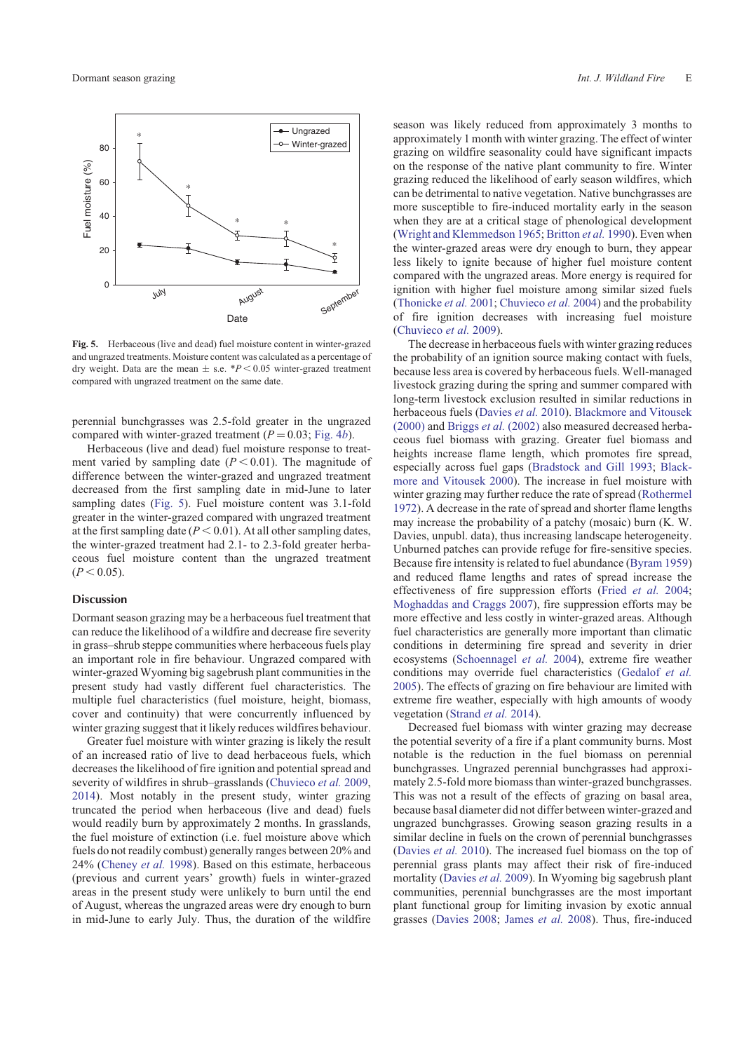Fig. 5. Herbaceous (live and dead) fuel moisture content in winter-grazed and ungrazed treatments. Moisture content was calculated as a percentage of dry weight. Data are the mean ± s.e. $*P < 0.05$ winter-grazed treatment compared with ungrazed treatment on the same date.

perennial bunchgrasses was 2.5-fold greater in the ungrazed compared with winter-grazed treatment ($P = 0.03$; Fig. 4*b*).

Herbaceous (live and dead) fuel moisture response to treatment varied by sampling date ($P < 0.01$). The magnitude of difference between the winter-grazed and ungrazed treatment decreased from the first sampling date in mid-June to later sampling dates (Fig. 5). Fuel moisture content was 3.1-fold greater in the winter-grazed compared with ungrazed treatment at the first sampling date ($P < 0.01$). At all other sampling dates, the winter-grazed treatment had 2.1- to 2.3-fold greater herbaceous fuel moisture content than the ungrazed treatment ($P < 0.05$).

## Discussion

Dormant season grazing may be a herbaceous fuel treatment that can reduce the likelihood of a wildfire and decrease fire severity in grass–shrub steppe communities where herbaceous fuels play an important role in fire behaviour. Ungrazed compared with winter-grazed Wyoming big sagebrush plant communities in the present study had vastly different fuel characteristics. The multiple fuel characteristics (fuel moisture, height, biomass, cover and continuity) that were concurrently influenced by winter grazing suggest that it likely reduces wildfires behaviour.

Greater fuel moisture with winter grazing is likely the result of an increased ratio of live to dead herbaceous fuels, which decreases the likelihood of fire ignition and potential spread and severity of wildfires in shrub–grasslands (Chuvieco *et al.* 2009, 2014). Most notably in the present study, winter grazing truncated the period when herbaceous (live and dead) fuels would readily burn by approximately 2 months. In grasslands, the fuel moisture of extinction (i.e. fuel moisture above which fuels do not readily combust) generally ranges between 20% and 24% (Cheney *et al.* 1998). Based on this estimate, herbaceous (previous and current years' growth) fuels in winter-grazed areas in the present study were unlikely to burn until the end of August, whereas the ungrazed areas were dry enough to burn in mid-June to early July. Thus, the duration of the wildfire season was likely reduced from approximately 3 months to approximately 1 month with winter grazing. The effect of winter grazing on wildfire seasonality could have significant impacts on the response of the native plant community to fire. Winter grazing reduced the likelihood of early season wildfires, which can be detrimental to native vegetation. Native bunchgrasses are more susceptible to fire-induced mortality early in the season when they are at a critical stage of phenological development (Wright and Klemmedson 1965; Britton *et al.* 1990). Even when the winter-grazed areas were dry enough to burn, they appear less likely to ignite because of higher fuel moisture content compared with the ungrazed areas. More energy is required for ignition with higher fuel moisture among similar sized fuels (Thonicke *et al.* 2001; Chuvieco *et al.* 2004) and the probability of fire ignition decreases with increasing fuel moisture (Chuvieco *et al.* 2009).

The decrease in herbaceous fuels with winter grazing reduces the probability of an ignition source making contact with fuels, because less area is covered by herbaceous fuels. Well-managed livestock grazing during the spring and summer compared with long-term livestock exclusion resulted in similar reductions in herbaceous fuels (Davies *et al.* 2010). Blackmore and Vitousek (2000) and Briggs *et al.* (2002) also measured decreased herbaceous fuel biomass with grazing. Greater fuel biomass and heights increase flame length, which promotes fire spread, especially across fuel gaps (Bradstock and Gill 1993; Blackmore and Vitousek 2000). The increase in fuel moisture with winter grazing may further reduce the rate of spread (Rothermel 1972). A decrease in the rate of spread and shorter flame lengths may increase the probability of a patchy (mosaic) burn (K. W. Davies, unpubl. data), thus increasing landscape heterogeneity. Unburned patches can provide refuge for fire-sensitive species. Because fire intensity is related to fuel abundance (Byram 1959) and reduced flame lengths and rates of spread increase the effectiveness of fire suppression efforts (Fried *et al.* 2004; Moghaddas and Craggs 2007), fire suppression efforts may be more effective and less costly in winter-grazed areas. Although fuel characteristics are generally more important than climatic conditions in determining fire spread and severity in drier ecosystems (Schoennagel *et al.* 2004), extreme fire weather conditions may override fuel characteristics (Gedalof *et al.* 2005). The effects of grazing on fire behaviour are limited with extreme fire weather, especially with high amounts of woody vegetation (Strand *et al.* 2014).

Decreased fuel biomass with winter grazing may decrease the potential severity of a fire if a plant community burns. Most notable is the reduction in the fuel biomass on perennial bunchgrasses. Ungrazed perennial bunchgrasses had approximately 2.5-fold more biomass than winter-grazed bunchgrasses. This was not a result of the effects of grazing on basal area, because basal diameter did not differ between winter-grazed and ungrazed bunchgrasses. Growing season grazing results in a similar decline in fuels on the crown of perennial bunchgrasses (Davies *et al.* 2010). The increased fuel biomass on the top of perennial grass plants may affect their risk of fire-induced mortality (Davies *et al.* 2009). In Wyoming big sagebrush plant communities, perennial bunchgrasses are the most important plant functional group for limiting invasion by exotic annual grasses (Davies 2008; James *et al.* 2008). Thus, fire-induced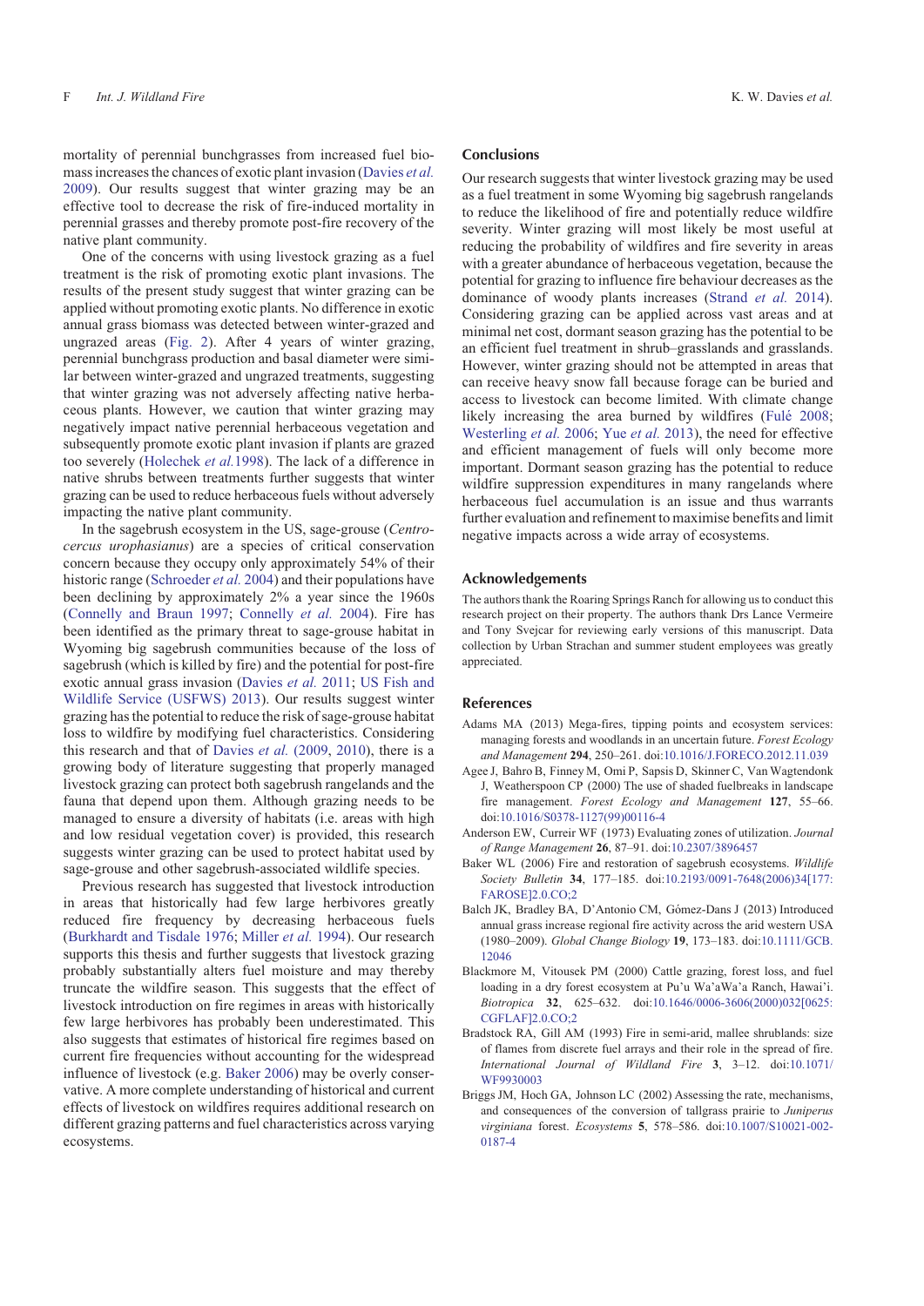mortality of perennial bunchgrasses from increased fuel biomass increases the chances of exotic plant invasion (Davies *et al.* 2009). Our results suggest that winter grazing may be an effective tool to decrease the risk of fire-induced mortality in perennial grasses and thereby promote post-fire recovery of the native plant community.

One of the concerns with using livestock grazing as a fuel treatment is the risk of promoting exotic plant invasions. The results of the present study suggest that winter grazing can be applied without promoting exotic plants. No difference in exotic annual grass biomass was detected between winter-grazed and ungrazed areas (Fig. 2). After 4 years of winter grazing, perennial bunchgrass production and basal diameter were similar between winter-grazed and ungrazed treatments, suggesting that winter grazing was not adversely affecting native herbaceous plants. However, we caution that winter grazing may negatively impact native perennial herbaceous vegetation and subsequently promote exotic plant invasion if plants are grazed too severely (Holechek *et al.*1998). The lack of a difference in native shrubs between treatments further suggests that winter grazing can be used to reduce herbaceous fuels without adversely impacting the native plant community.

In the sagebrush ecosystem in the US, sage-grouse (*Centrocercus urophasianus*) are a species of critical conservation concern because they occupy only approximately 54% of their historic range (Schroeder *et al.* 2004) and their populations have been declining by approximately 2% a year since the 1960s (Connelly and Braun 1997; Connelly *et al.* 2004). Fire has been identified as the primary threat to sage-grouse habitat in Wyoming big sagebrush communities because of the loss of sagebrush (which is killed by fire) and the potential for post-fire exotic annual grass invasion (Davies *et al.* 2011; US Fish and Wildlife Service (USFWS) 2013). Our results suggest winter grazing has the potential to reduce the risk of sage-grouse habitat loss to wildfire by modifying fuel characteristics. Considering this research and that of Davies *et al.* (2009, 2010), there is a growing body of literature suggesting that properly managed livestock grazing can protect both sagebrush rangelands and the fauna that depend upon them. Although grazing needs to be managed to ensure a diversity of habitats (i.e. areas with high and low residual vegetation cover) is provided, this research suggests winter grazing can be used to protect habitat used by sage-grouse and other sagebrush-associated wildlife species.

Previous research has suggested that livestock introduction in areas that historically had few large herbivores greatly reduced fire frequency by decreasing herbaceous fuels (Burkhardt and Tisdale 1976; Miller *et al.* 1994). Our research supports this thesis and further suggests that livestock grazing probably substantially alters fuel moisture and may thereby truncate the wildfire season. This suggests that the effect of livestock introduction on fire regimes in areas with historically few large herbivores has probably been underestimated. This also suggests that estimates of historical fire regimes based on current fire frequencies without accounting for the widespread influence of livestock (e.g. Baker 2006) may be overly conservative. A more complete understanding of historical and current effects of livestock on wildfires requires additional research on different grazing patterns and fuel characteristics across varying ecosystems.

## Conclusions

Our research suggests that winter livestock grazing may be used as a fuel treatment in some Wyoming big sagebrush rangelands to reduce the likelihood of fire and potentially reduce wildfire severity. Winter grazing will most likely be most useful at reducing the probability of wildfires and fire severity in areas with a greater abundance of herbaceous vegetation, because the potential for grazing to influence fire behaviour decreases as the dominance of woody plants increases (Strand *et al.* 2014). Considering grazing can be applied across vast areas and at minimal net cost, dormant season grazing has the potential to be an efficient fuel treatment in shrub–grasslands and grasslands. However, winter grazing should not be attempted in areas that can receive heavy snow fall because forage can be buried and access to livestock can become limited. With climate change likely increasing the area burned by wildfires (Fulé 2008; Westerling *et al.* 2006; Yue *et al.* 2013), the need for effective and efficient management of fuels will only become more important. Dormant season grazing has the potential to reduce wildfire suppression expenditures in many rangelands where herbaceous fuel accumulation is an issue and thus warrants further evaluation and refinement to maximise benefits and limit negative impacts across a wide array of ecosystems.

## Acknowledgements

The authors thank the Roaring Springs Ranch for allowing us to conduct this research project on their property. The authors thank Drs Lance Vermeire and Tony Svejcar for reviewing early versions of this manuscript. Data collection by Urban Strachan and summer student employees was greatly appreciated.

## References

Adams MA (2013) Mega-fires, tipping points and ecosystem services: managing forests and woodlands in an uncertain future. *Forest Ecology and Management* **294**, 250–261. doi:10.1016/J.FORECO.2012.11.039

Agee J, Bahro B, Finney M, Omi P, Sapsis D, Skinner C, Van Wagtendonk J, Weatherspoon CP (2000) The use of shaded fuelbreaks in landscape fire management. *Forest Ecology and Management* **127**, 55–66. doi:10.1016/S0378-1127(99)00116-4

Anderson EW, Curreir WF (1973) Evaluating zones of utilization. *Journal of Range Management* **26**, 87–91. doi:10.2307/3896457

Baker WL (2006) Fire and restoration of sagebrush ecosystems. *Wildlife Society Bulletin* **34**, 177–185. doi:10.2193/0091-7648(2006)34[177:FAROSE]2.0.CO;2

Balch JK, Bradley BA, D'Antonio CM, Gómez-Dans J (2013) Introduced annual grass increase regional fire activity across the arid western USA (1980–2009). *Global Change Biology* **19**, 173–183. doi:10.1111/GCB.12046

Blackmore M, Vitousek PM (2000) Cattle grazing, forest loss, and fuel loading in a dry forest ecosystem at Pu'u Wa'aWa'a Ranch, Hawai'i. *Biotropica* **32**, 625–632. doi:10.1646/0006-3606(2000)032[0625:CGFLAF]2.0.CO;2

Bradstock RA, Gill AM (1993) Fire in semi-arid, mallee shrublands: size of flames from discrete fuel arrays and their role in the spread of fire. *International Journal of Wildland Fire* **3**, 3–12. doi:10.1071/WF9930003

Briggs JM, Hoch GA, Johnson LC (2002) Assessing the rate, mechanisms, and consequences of the conversion of tallgrass prairie to *Juniperus virginiana* forest. *Ecosystems* **5**, 578–586. doi:10.1007/S10021-002-0187-4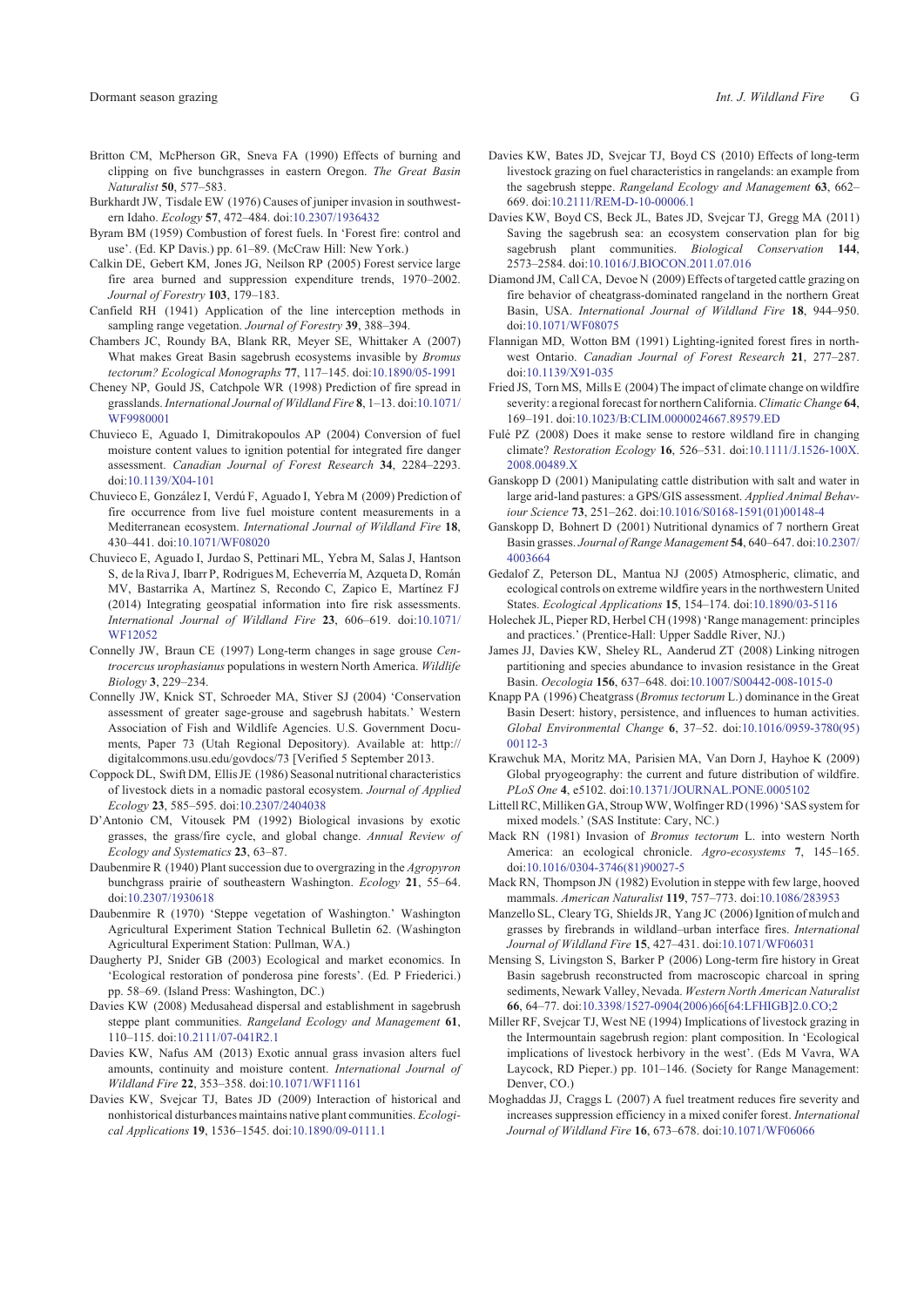Britton CM, McPherson GR, Sneva FA (1990) Effects of burning and clipping on five bunchgrasses in eastern Oregon. *The Great Basin Naturalist* **50**, 577–583.

Burkhardt JW, Tisdale EW (1976) Causes of juniper invasion in southwestern Idaho. *Ecology* **57**, 472–484. doi:10.2307/1936432

Byram BM (1959) Combustion of forest fuels. In 'Forest fire: control and use'. (Ed. KP Davis.) pp. 61–89. (McCraw Hill: New York.)

Calkin DE, Gebert KM, Jones JG, Neilson RP (2005) Forest service large fire area burned and suppression expenditure trends, 1970–2002. *Journal of Forestry* **103**, 179–183.

Canfield RH (1941) Application of the line interception methods in sampling range vegetation. *Journal of Forestry* **39**, 388–394.

Chambers JC, Roundy BA, Blank RR, Meyer SE, Whittaker A (2007) What makes Great Basin sagebrush ecosystems invasible by *Bromus tectorum? Ecological Monographs* **77**, 117–145. doi:10.1890/05-1991

Cheney NP, Gould JS, Catchpole WR (1998) Prediction of fire spread in grasslands. *International Journal of Wildland Fire* **8**, 1–13. doi:10.1071/WF9980001

Chuvieco E, Aguado I, Dimitrakopoulos AP (2004) Conversion of fuel moisture content values to ignition potential for integrated fire danger assessment. *Canadian Journal of Forest Research* **34**, 2284–2293. doi:10.1139/X04-101

Chuvieco E, González I, Verdú F, Aguado I, Yebra M (2009) Prediction of fire occurrence from live fuel moisture content measurements in a Mediterranean ecosystem. *International Journal of Wildland Fire* **18**, 430–441. doi:10.1071/WF08020

Chuvieco E, Aguado I, Jurdao S, Pettinari ML, Yebra M, Salas J, Hantson S, de la Riva J, Ibarr P, Rodrigues M, Echeverría M, Azqueta D, Román MV, Bastarrika A, Martínez S, Recondo C, Zapico E, Martínez FJ (2014) Integrating geospatial information into fire risk assessments. *International Journal of Wildland Fire* **23**, 606–619. doi:10.1071/WF12052

Connelly JW, Braun CE (1997) Long-term changes in sage grouse *Centrocercus urophasianus* populations in western North America. *Wildlife Biology* **3**, 229–234.

Connelly JW, Knick ST, Schroeder MA, Stiver SJ (2004) 'Conservation assessment of greater sage-grouse and sagebrush habitats.' Western Association of Fish and Wildlife Agencies. U.S. Government Documents, Paper 73 (Utah Regional Depository). Available at: http://digitalcommons.usu.edu/govdocs/73 [Verified 5 September 2013.

Coppock DL, Swift DM, Ellis JE (1986) Seasonal nutritional characteristics of livestock diets in a nomadic pastoral ecosystem. *Journal of Applied Ecology* **23**, 585–595. doi:10.2307/2404038

D'Antonio CM, Vitousek PM (1992) Biological invasions by exotic grasses, the grass/fire cycle, and global change. *Annual Review of Ecology and Systematics* **23**, 63–87.

Daubenmire R (1940) Plant succession due to overgrazing in the *Agropyron* bunchgrass prairie of southeastern Washington. *Ecology* **21**, 55–64. doi:10.2307/1930618

Daubenmire R (1970) 'Steppe vegetation of Washington.' Washington Agricultural Experiment Station Technical Bulletin 62. (Washington Agricultural Experiment Station: Pullman, WA.)

Daugherty PJ, Snider GB (2003) Ecological and market economics. In 'Ecological restoration of ponderosa pine forests'. (Ed. P Friederici.) pp. 58–69. (Island Press: Washington, DC.)

Davies KW (2008) Medusahead dispersal and establishment in sagebrush steppe plant communities. *Rangeland Ecology and Management* **61**, 110–115. doi:10.2111/07-041R2.1

Davies KW, Nafus AM (2013) Exotic annual grass invasion alters fuel amounts, continuity and moisture content. *International Journal of Wildland Fire* **22**, 353–358. doi:10.1071/WF11161

Davies KW, Svejcar TJ, Bates JD (2009) Interaction of historical and nonhistorical disturbances maintains native plant communities. *Ecological Applications* **19**, 1536–1545. doi:10.1890/09-0111.1

Davies KW, Bates JD, Svejcar TJ, Boyd CS (2010) Effects of long-term livestock grazing on fuel characteristics in rangelands: an example from the sagebrush steppe. *Rangeland Ecology and Management* **63**, 662–669. doi:10.2111/REM-D-10-00006.1

Davies KW, Boyd CS, Beck JL, Bates JD, Svejcar TJ, Gregg MA (2011) Saving the sagebrush sea: an ecosystem conservation plan for big sagebrush plant communities. *Biological Conservation* **144**, 2573–2584. doi:10.1016/J.BIOCON.2011.07.016

Diamond JM, Call CA, Devoe N (2009) Effects of targeted cattle grazing on fire behavior of cheatgrass-dominated rangeland in the northern Great Basin, USA. *International Journal of Wildland Fire* **18**, 944–950. doi:10.1071/WF08075

Flannigan MD, Wotton BM (1991) Lighting-ignited forest fires in northwest Ontario. *Canadian Journal of Forest Research* **21**, 277–287. doi:10.1139/X91-035

Fried JS, Torn MS, Mills E (2004) The impact of climate change on wildfire severity: a regional forecast for northern California. *Climatic Change* **64**, 169–191. doi:10.1023/B:CLIM.0000024667.89579.ED

Fulé PZ (2008) Does it make sense to restore wildland fire in changing climate? *Restoration Ecology* **16**, 526–531. doi:10.1111/J.1526-100X.2008.00489.X

Ganskopp D (2001) Manipulating cattle distribution with salt and water in large arid-land pastures: a GPS/GIS assessment. *Applied Animal Behaviour Science* **73**, 251–262. doi:10.1016/S0168-1591(01)00148-4

Ganskopp D, Bohnert D (2001) Nutritional dynamics of 7 northern Great Basin grasses. *Journal of Range Management* **54**, 640–647. doi:10.2307/4003664

Gedalof Z, Peterson DL, Mantua NJ (2005) Atmospheric, climatic, and ecological controls on extreme wildfire years in the northwestern United States. *Ecological Applications* **15**, 154–174. doi:10.1890/03-5116

Holechek JL, Pieper RD, Herbel CH (1998) 'Range management: principles and practices.' (Prentice-Hall: Upper Saddle River, NJ.)

James JJ, Davies KW, Sheley RL, Aanderud ZT (2008) Linking nitrogen partitioning and species abundance to invasion resistance in the Great Basin. *Oecologia* **156**, 637–648. doi:10.1007/S00442-008-1015-0

Knapp PA (1996) Cheatgrass (*Bromus tectorum* L.) dominance in the Great Basin Desert: history, persistence, and influences to human activities. *Global Environmental Change* **6**, 37–52. doi:10.1016/0959-3780(95)00112-3

Krawchuk MA, Moritz MA, Parisien MA, Van Dorn J, Hayhoe K (2009) Global pryogeography: the current and future distribution of wildfire. *PLoS One* **4**, e5102. doi:10.1371/JOURNAL.PONE.0005102

Littell RC, Milliken GA, Stroup WW, Wolfinger RD (1996) 'SAS system for mixed models.' (SAS Institute: Cary, NC.)

Mack RN (1981) Invasion of *Bromus tectorum* L. into western North America: an ecological chronicle. *Agro-ecosystems* **7**, 145–165. doi:10.1016/0304-3746(81)90027-5

Mack RN, Thompson JN (1982) Evolution in steppe with few large, hooved mammals. *American Naturalist* **119**, 757–773. doi:10.1086/283953

Manzello SL, Cleary TG, Shields JR, Yang JC (2006) Ignition of mulch and grasses by firebrands in wildland–urban interface fires. *International Journal of Wildland Fire* **15**, 427–431. doi:10.1071/WF06031

Mensing S, Livingston S, Barker P (2006) Long-term fire history in Great Basin sagebrush reconstructed from macroscopic charcoal in spring sediments, Newark Valley, Nevada. *Western North American Naturalist* **66**, 64–77. doi:10.3398/1527-0904(2006)66[64:LFHIGB]2.0.CO;2

Miller RF, Svejcar TJ, West NE (1994) Implications of livestock grazing in the Intermountain sagebrush region: plant composition. In 'Ecological implications of livestock herbivory in the west'. (Eds M Vavra, WA Laycock, RD Pieper.) pp. 101–146. (Society for Range Management: Denver, CO.)

Moghaddas JJ, Craggs L (2007) A fuel treatment reduces fire severity and increases suppression efficiency in a mixed conifer forest. *International Journal of Wildland Fire* **16**, 673–678. doi:10.1071/WF06066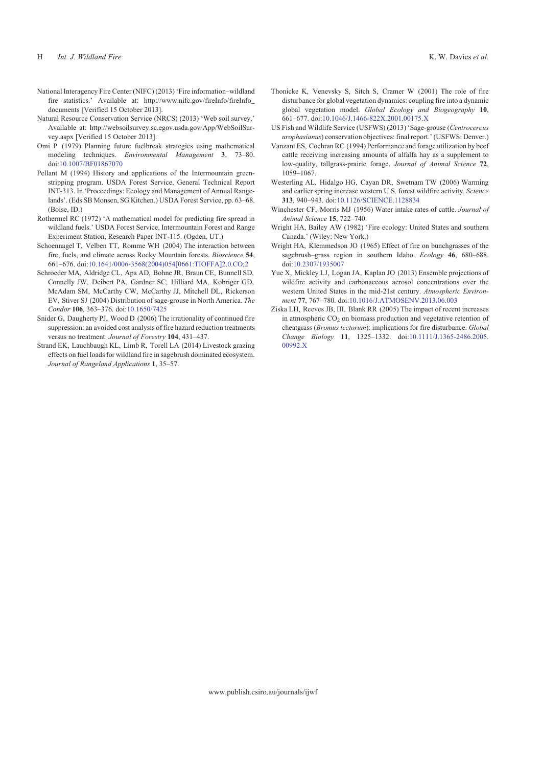National Interagency Fire Center (NIFC) (2013) 'Fire information–wildland fire statistics.' Available at: http://www.nifc.gov/fireInfo/fireInfo_documents [Verified 15 October 2013].

Natural Resource Conservation Service (NRCS) (2013) 'Web soil survey.' Available at: http://websoilsurvey.sc.egov.usda.gov/App/WebSoilSurvey.aspx [Verified 15 October 2013].

Omi P (1979) Planning future fuelbreak strategies using mathematical modeling techniques. *Environmental Management* **3**, 73–80. doi:10.1007/BF01867070

Pellant M (1994) History and applications of the Intermountain greenstripping program. USDA Forest Service, General Technical Report INT-313. In 'Proceedings: Ecology and Management of Annual Rangelands'. (Eds SB Monsen, SG Kitchen.) USDA Forest Service, pp. 63–68. (Boise, ID.)

Rothermel RC (1972) 'A mathematical model for predicting fire spread in wildland fuels.' USDA Forest Service, Intermountain Forest and Range Experiment Station, Research Paper INT-115. (Ogden, UT.)

Schoennagel T, Velben TT, Romme WH (2004) The interaction between fire, fuels, and climate across Rocky Mountain forests. *Bioscience* **54**, 661–676. doi:10.1641/0006-3568(2004)054[0661:TIOFFA]2.0.CO;2

Schroeder MA, Aldridge CL, Apa AD, Bohne JR, Braun CE, Bunnell SD, Connelly JW, Deibert PA, Gardner SC, Hilliard MA, Kobriger GD, McAdam SM, McCarthy CW, McCarthy JJ, Mitchell DL, Rickerson EV, Stiver SJ (2004) Distribution of sage-grouse in North America. *The Condor* **106**, 363–376. doi:10.1650/7425

Snider G, Daugherty PJ, Wood D (2006) The irrationality of continued fire suppression: an avoided cost analysis of fire hazard reduction treatments versus no treatment. *Journal of Forestry* **104**, 431–437.

Strand EK, Lauchbaugh KL, Limb R, Torell LA (2014) Livestock grazing effects on fuel loads for wildland fire in sagebrush dominated ecosystem. *Journal of Rangeland Applications* **1**, 35–57.

Thonicke K, Venevsky S, Sitch S, Cramer W (2001) The role of fire disturbance for global vegetation dynamics: coupling fire into a dynamic global vegetation model. *Global Ecology and Biogeography* **10**, 661–677. doi:10.1046/J.1466-822X.2001.00175.X

US Fish and Wildlife Service (USFWS) (2013) 'Sage-grouse (*Centrocercus urophasianus*) conservation objectives: final report.' (USFWS: Denver.)

Vanzant ES, Cochran RC (1994) Performance and forage utilization by beef cattle receiving increasing amounts of alfalfa hay as a supplement to low-quality, tallgrass-prairie forage. *Journal of Animal Science* **72**, 1059–1067.

Westerling AL, Hidalgo HG, Cayan DR, Swetnam TW (2006) Warming and earlier spring increase western U.S. forest wildfire activity. *Science* **313**, 940–943. doi:10.1126/SCIENCE.1128834

Winchester CF, Morris MJ (1956) Water intake rates of cattle. *Journal of Animal Science* **15**, 722–740.

Wright HA, Bailey AW (1982) 'Fire ecology: United States and southern Canada.' (Wiley: New York.)

Wright HA, Klemmedson JO (1965) Effect of fire on bunchgrasses of the sagebrush–grass region in southern Idaho. *Ecology* **46**, 680–688. doi:10.2307/1935007

Yue X, Mickley LJ, Logan JA, Kaplan JO (2013) Ensemble projections of wildfire activity and carbonaceous aerosol concentrations over the western United States in the mid-21st century. *Atmospheric Environment* **77**, 767–780. doi:10.1016/J.ATMOSENV.2013.06.003

Ziska LH, Reeves JB, III, Blank RR (2005) The impact of recent increases in atmospheric $CO_2$ on biomass production and vegetative retention of cheatgrass (*Bromus tectorum*): implications for fire disturbance. *Global Change Biology* **11**, 1325–1332. doi:10.1111/J.1365-2486.2005.00992.X